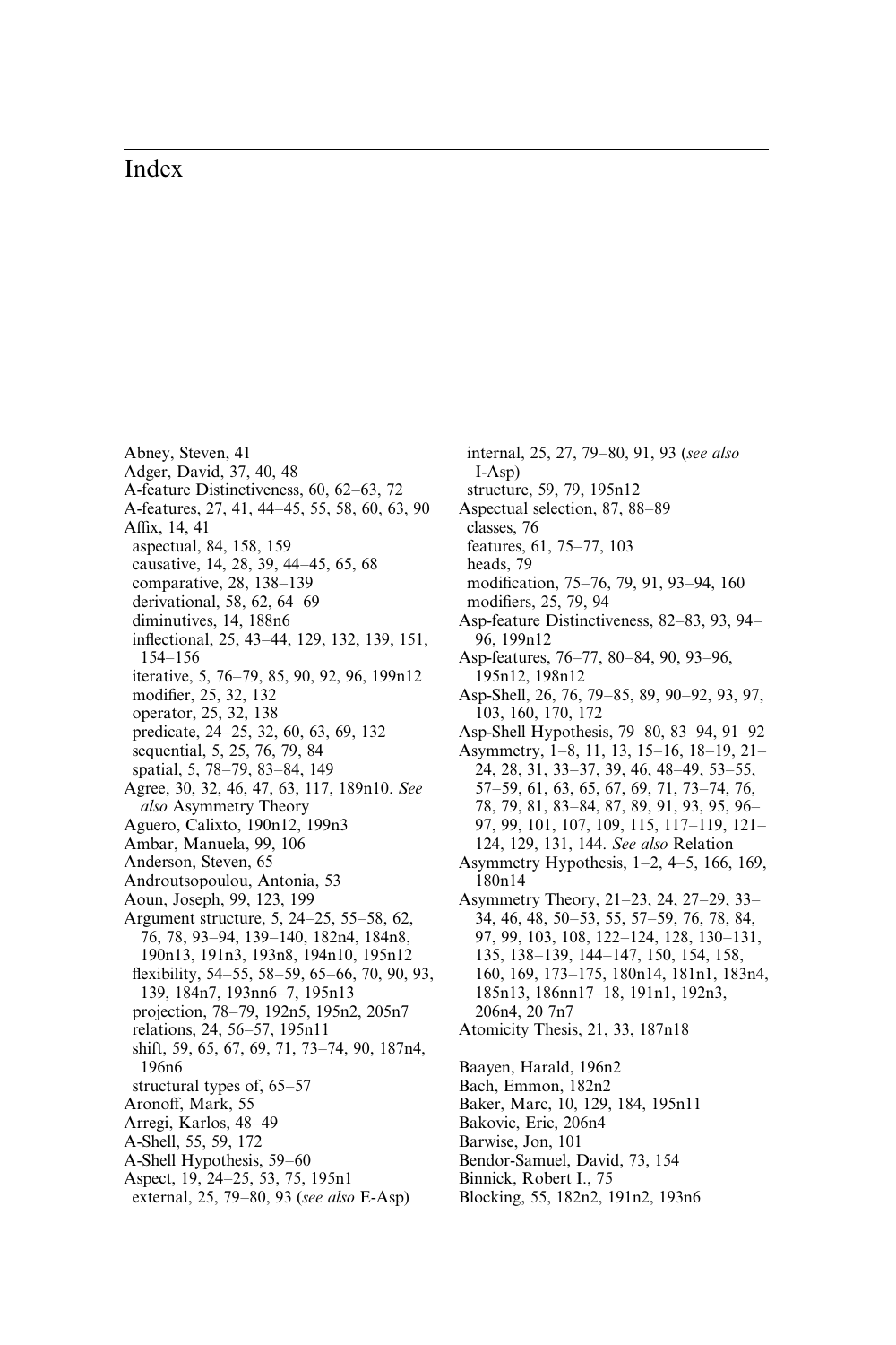# Index

Abney, Steven, 41
Adger, David, 37, 40, 48
A-feature Distinctiveness, 60, 62–63, 72
A-features, 27, 41, 44–45, 55, 58, 60, 63, 90
Affix, 14, 41
  aspectual, 84, 158, 159
  causative, 14, 28, 39, 44–45, 65, 68
  comparative, 28, 138–139
  derivational, 58, 62, 64–69
  diminutives, 14, 188n6
  inflectional, 25, 43–44, 129, 132, 139, 151, 154–156
  iterative, 5, 76–79, 85, 90, 92, 96, 199n12
  modifier, 25, 32, 132
  operator, 25, 32, 138
  predicate, 24–25, 32, 60, 63, 69, 132
  sequential, 5, 25, 76, 79, 84
  spatial, 5, 78–79, 83–84, 149
Agree, 30, 32, 46, 47, 63, 117, 189n10. *See also* Asymmetry Theory
Aguero, Calixto, 190n12, 199n3
Ambar, Manuela, 99, 106
Anderson, Steven, 65
Androutsopoulou, Antonia, 53
Aoun, Joseph, 99, 123, 199
Argument structure, 5, 24–25, 55–58, 62, 76, 78, 93–94, 139–140, 182n4, 184n8, 190n13, 191n3, 193n8, 194n10, 195n12
  flexibility, 54–55, 58–59, 65–66, 70, 90, 93, 139, 184n7, 193nn6–7, 195n13
  projection, 78–79, 192n5, 195n2, 205n7
  relations, 24, 56–57, 195n11
  shift, 59, 65, 67, 69, 71, 73–74, 90, 187n4, 196n6
  structural types of, 65–57
Aronoff, Mark, 55
Arregi, Karlos, 48–49
A-Shell, 55, 59, 172
A-Shell Hypothesis, 59–60
Aspect, 19, 24–25, 53, 75, 195n1
  external, 25, 79–80, 93 (*see also* E-Asp)
  internal, 25, 27, 79–80, 91, 93 (*see also* I-Asp)
  structure, 59, 79, 195n12
Aspectual selection, 87, 88–89
  classes, 76
  features, 61, 75–77, 103
  heads, 79
  modification, 75–76, 79, 91, 93–94, 160
  modifiers, 25, 79, 94
Asp-feature Distinctiveness, 82–83, 93, 94–96, 199n12
Asp-features, 76–77, 80–84, 90, 93–96, 195n12, 198n12
Asp-Shell, 26, 76, 79–85, 89, 90–92, 93, 97, 103, 160, 170, 172
Asp-Shell Hypothesis, 79–80, 83–94, 91–92
Asymmetry, 1–8, 11, 13, 15–16, 18–19, 21–24, 28, 31, 33–37, 39, 46, 48–49, 53–55, 57–59, 61, 63, 65, 67, 69, 71, 73–74, 76, 78, 79, 81, 83–84, 87, 89, 91, 93, 95, 96–97, 99, 101, 107, 109, 115, 117–119, 121–124, 129, 131, 144. *See also* Relation
Asymmetry Hypothesis, 1–2, 4–5, 166, 169, 180n14
Asymmetry Theory, 21–23, 24, 27–29, 33–34, 46, 48, 50–53, 55, 57–59, 76, 78, 84, 97, 99, 103, 108, 122–124, 128, 130–131, 135, 138–139, 144–147, 150, 154, 158, 160, 169, 173–175, 180n14, 181n1, 183n4, 185n13, 186nn17–18, 191n1, 192n3, 206n4, 20 7n7
Atomicity Thesis, 21, 33, 187n18

Baayen, Harald, 196n2
Bach, Emmon, 182n2
Baker, Marc, 10, 129, 184, 195n11
Bakovic, Eric, 206n4
Barwise, Jon, 101
Bendor-Samuel, David, 73, 154
Binnick, Robert I., 75
Blocking, 55, 182n2, 191n2, 193n6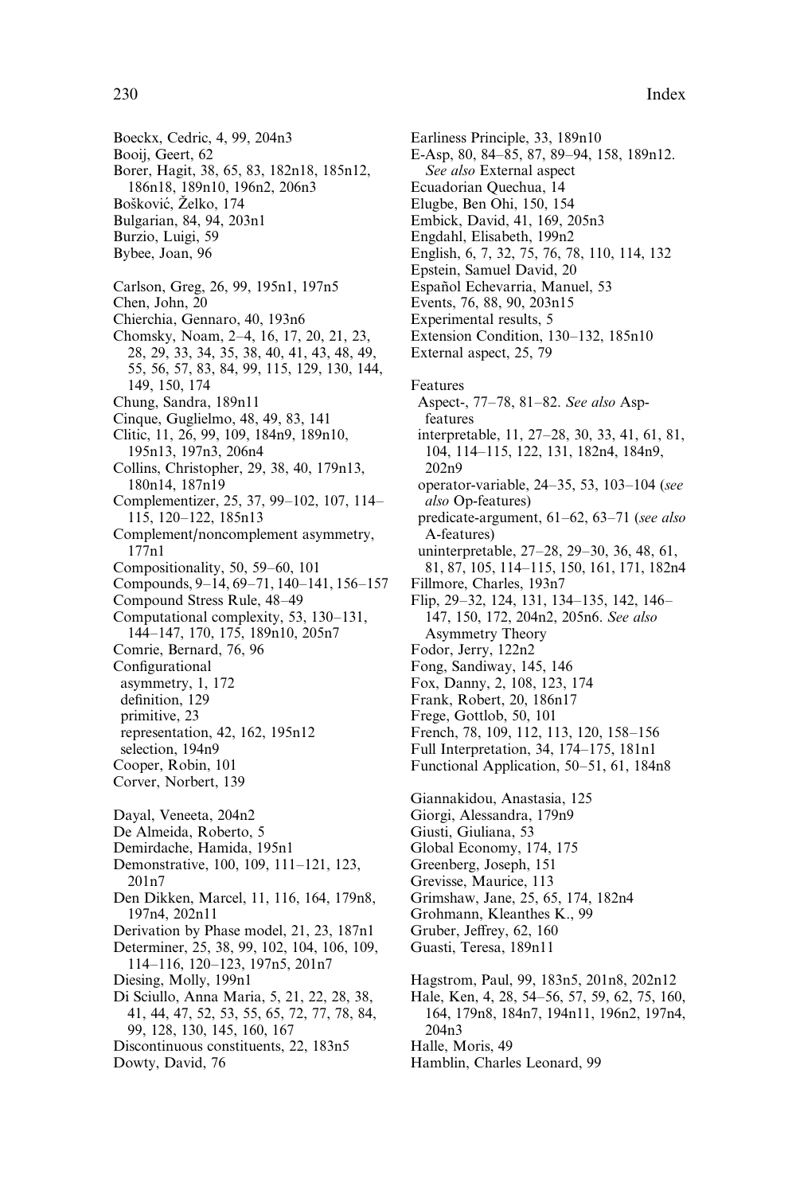Boeckx, Cedric, 4, 99, 204n3
Booij, Geert, 62
Borer, Hagit, 38, 65, 83, 182n18, 185n12, 186n18, 189n10, 196n2, 206n3
Bošković, Željko, 174
Bulgarian, 84, 94, 203n1
Burzio, Luigi, 59
Bybee, Joan, 96

Carlson, Greg, 26, 99, 195n1, 197n5
Chen, John, 20
Chierchia, Gennaro, 40, 193n6
Chomsky, Noam, 2–4, 16, 17, 20, 21, 23, 28, 29, 33, 34, 35, 38, 40, 41, 43, 48, 49, 55, 56, 57, 83, 84, 99, 115, 129, 130, 144, 149, 150, 174
Chung, Sandra, 189n11
Cinque, Guglielmo, 48, 49, 83, 141
Clitic, 11, 26, 99, 109, 184n9, 189n10, 195n13, 197n3, 206n4
Collins, Christopher, 29, 38, 40, 179n13, 180n14, 187n19
Complementizer, 25, 37, 99–102, 107, 114–115, 120–122, 185n13
Complement/noncomplement asymmetry, 177n1
Compositionality, 50, 59–60, 101
Compounds, 9–14, 69–71, 140–141, 156–157
Compound Stress Rule, 48–49
Computational complexity, 53, 130–131, 144–147, 170, 175, 189n10, 205n7
Comrie, Bernard, 76, 96
Configurational
  asymmetry, 1, 172
  definition, 129
  primitive, 23
  representation, 42, 162, 195n12
  selection, 194n9
Cooper, Robin, 101
Corver, Norbert, 139

Dayal, Veneeta, 204n2
De Almeida, Roberto, 5
Demirdache, Hamida, 195n1
Demonstrative, 100, 109, 111–121, 123, 201n7
Den Dikken, Marcel, 11, 116, 164, 179n8, 197n4, 202n11
Derivation by Phase model, 21, 23, 187n1
Determiner, 25, 38, 99, 102, 104, 106, 109, 114–116, 120–123, 197n5, 201n7
Diesing, Molly, 199n1
Di Sciullo, Anna Maria, 5, 21, 22, 28, 38, 41, 44, 47, 52, 53, 55, 65, 72, 77, 78, 84, 99, 128, 130, 145, 160, 167
Discontinuous constituents, 22, 183n5
Dowty, David, 76

Earliness Principle, 33, 189n10
E-Asp, 80, 84–85, 87, 89–94, 158, 189n12. *See also* External aspect
Ecuadorian Quechua, 14
Elugbe, Ben Ohi, 150, 154
Embick, David, 41, 169, 205n3
Engdahl, Elisabeth, 199n2
English, 6, 7, 32, 75, 76, 78, 110, 114, 132
Epstein, Samuel David, 20
Español Echevarria, Manuel, 53
Events, 76, 88, 90, 203n15
Experimental results, 5
Extension Condition, 130–132, 185n10
External aspect, 25, 79

Features
  Aspect-, 77–78, 81–82. *See also* Asp-features
  interpretable, 11, 27–28, 30, 33, 41, 61, 81, 104, 114–115, 122, 131, 182n4, 184n9, 202n9
  operator-variable, 24–35, 53, 103–104 (*see also* Op-features)
  predicate-argument, 61–62, 63–71 (*see also* A-features)
  uninterpretable, 27–28, 29–30, 36, 48, 61, 81, 87, 105, 114–115, 150, 161, 171, 182n4
Fillmore, Charles, 193n7
Flip, 29–32, 124, 131, 134–135, 142, 146–147, 150, 172, 204n2, 205n6. *See also* Asymmetry Theory
Fodor, Jerry, 122n2
Fong, Sandiway, 145, 146
Fox, Danny, 2, 108, 123, 174
Frank, Robert, 20, 186n17
Frege, Gottlob, 50, 101
French, 78, 109, 112, 113, 120, 158–156
Full Interpretation, 34, 174–175, 181n1
Functional Application, 50–51, 61, 184n8

Giannakidou, Anastasia, 125
Giorgi, Alessandra, 179n9
Giusti, Giuliana, 53
Global Economy, 174, 175
Greenberg, Joseph, 151
Grevisse, Maurice, 113
Grimshaw, Jane, 25, 65, 174, 182n4
Grohmann, Kleanthes K., 99
Gruber, Jeffrey, 62, 160
Guasti, Teresa, 189n11

Hagstrom, Paul, 99, 183n5, 201n8, 202n12
Hale, Ken, 4, 28, 54–56, 57, 59, 62, 75, 160, 164, 179n8, 184n7, 194n11, 196n2, 197n4, 204n3
Halle, Moris, 49
Hamblin, Charles Leonard, 99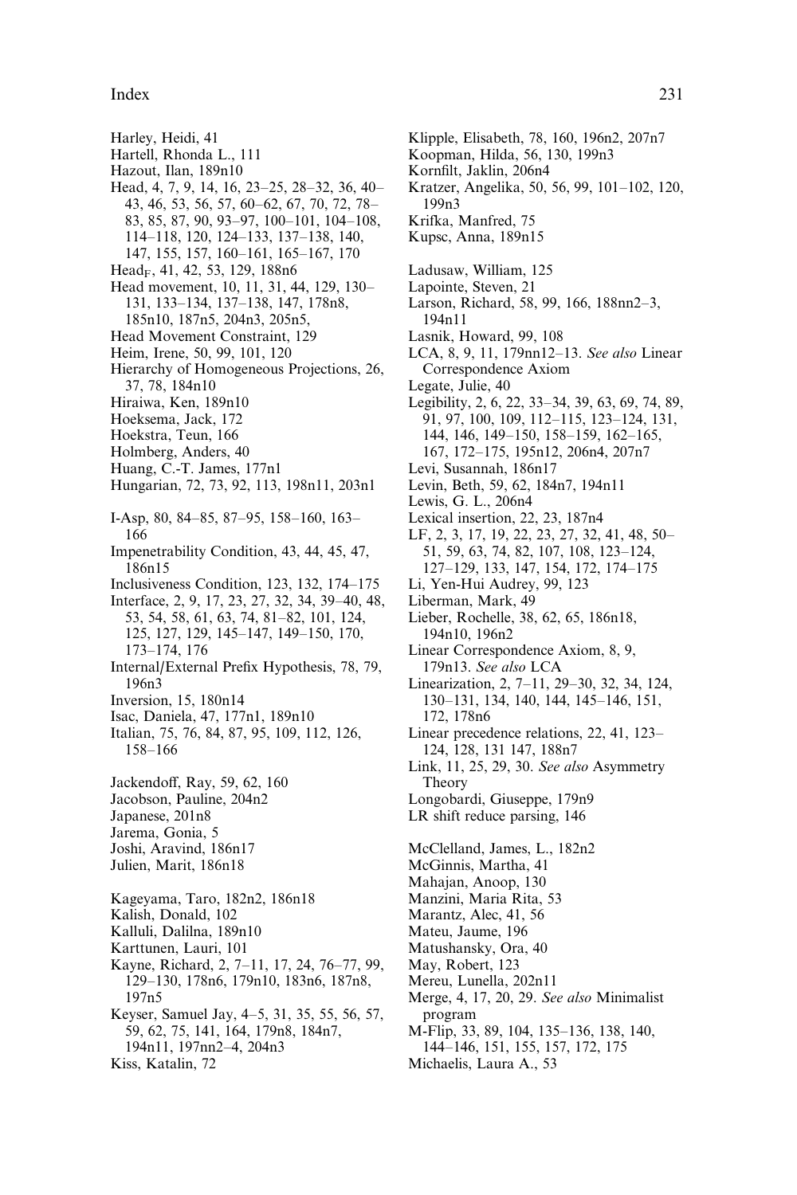Harley, Heidi, 41
Hartell, Rhonda L., 111
Hazout, Ilan, 189n10
Head, 4, 7, 9, 14, 16, 23–25, 28–32, 36, 40–43, 46, 53, 56, 57, 60–62, 67, 70, 72, 78–83, 85, 87, 90, 93–97, 100–101, 104–108, 114–118, 120, 124–133, 137–138, 140, 147, 155, 157, 160–161, 165–167, 170
$Head_F$, 41, 42, 53, 129, 188n6
Head movement, 10, 11, 31, 44, 129, 130–131, 133–134, 137–138, 147, 178n8, 185n10, 187n5, 204n3, 205n5,
Head Movement Constraint, 129
Heim, Irene, 50, 99, 101, 120
Hierarchy of Homogeneous Projections, 26, 37, 78, 184n10
Hiraiwa, Ken, 189n10
Hoeksema, Jack, 172
Hoekstra, Teun, 166
Holmberg, Anders, 40
Huang, C.-T. James, 177n1
Hungarian, 72, 73, 92, 113, 198n11, 203n1

I-Asp, 80, 84–85, 87–95, 158–160, 163–166
Impenetrability Condition, 43, 44, 45, 47, 186n15
Inclusiveness Condition, 123, 132, 174–175
Interface, 2, 9, 17, 23, 27, 32, 34, 39–40, 48, 53, 54, 58, 61, 63, 74, 81–82, 101, 124, 125, 127, 129, 145–147, 149–150, 170, 173–174, 176
Internal/External Prefix Hypothesis, 78, 79, 196n3
Inversion, 15, 180n14
Isac, Daniela, 47, 177n1, 189n10
Italian, 75, 76, 84, 87, 95, 109, 112, 126, 158–166

Jackendoff, Ray, 59, 62, 160
Jacobson, Pauline, 204n2
Japanese, 201n8
Jarema, Gonia, 5
Joshi, Aravind, 186n17
Julien, Marit, 186n18

Kageyama, Taro, 182n2, 186n18
Kalish, Donald, 102
Kalluli, Dalilna, 189n10
Karttunen, Lauri, 101
Kayne, Richard, 2, 7–11, 17, 24, 76–77, 99, 129–130, 178n6, 179n10, 183n6, 187n8, 197n5
Keyser, Samuel Jay, 4–5, 31, 35, 55, 56, 57, 59, 62, 75, 141, 164, 179n8, 184n7, 194n11, 197nn2–4, 204n3
Kiss, Katalin, 72
Klipple, Elisabeth, 78, 160, 196n2, 207n7
Koopman, Hilda, 56, 130, 199n3
Kornfilt, Jaklin, 206n4
Kratzer, Angelika, 50, 56, 99, 101–102, 120, 199n3
Krifka, Manfred, 75
Kupsc, Anna, 189n15

Ladusaw, William, 125
Lapointe, Steven, 21
Larson, Richard, 58, 99, 166, 188nn2–3, 194n11
Lasnik, Howard, 99, 108
LCA, 8, 9, 11, 179nn12–13. *See also* Linear Correspondence Axiom
Legate, Julie, 40
Legibility, 2, 6, 22, 33–34, 39, 63, 69, 74, 89, 91, 97, 100, 109, 112–115, 123–124, 131, 144, 146, 149–150, 158–159, 162–165, 167, 172–175, 195n12, 206n4, 207n7
Levi, Susannah, 186n17
Levin, Beth, 59, 62, 184n7, 194n11
Lewis, G. L., 206n4
Lexical insertion, 22, 23, 187n4
LF, 2, 3, 17, 19, 22, 23, 27, 32, 41, 48, 50–51, 59, 63, 74, 82, 107, 108, 123–124, 127–129, 133, 147, 154, 172, 174–175
Li, Yen-Hui Audrey, 99, 123
Liberman, Mark, 49
Lieber, Rochelle, 38, 62, 65, 186n18, 194n10, 196n2
Linear Correspondence Axiom, 8, 9, 179n13. *See also* LCA
Linearization, 2, 7–11, 29–30, 32, 34, 124, 130–131, 134, 140, 144, 145–146, 151, 172, 178n6
Linear precedence relations, 22, 41, 123–124, 128, 131 147, 188n7
Link, 11, 25, 29, 30. *See also* Asymmetry Theory
Longobardi, Giuseppe, 179n9
LR shift reduce parsing, 146

McClelland, James, L., 182n2
McGinnis, Martha, 41
Mahajan, Anoop, 130
Manzini, Maria Rita, 53
Marantz, Alec, 41, 56
Mateu, Jaume, 196
Matushansky, Ora, 40
May, Robert, 123
Mereu, Lunella, 202n11
Merge, 4, 17, 20, 29. *See also* Minimalist program
M-Flip, 33, 89, 104, 135–136, 138, 140, 144–146, 151, 155, 157, 172, 175
Michaelis, Laura A., 53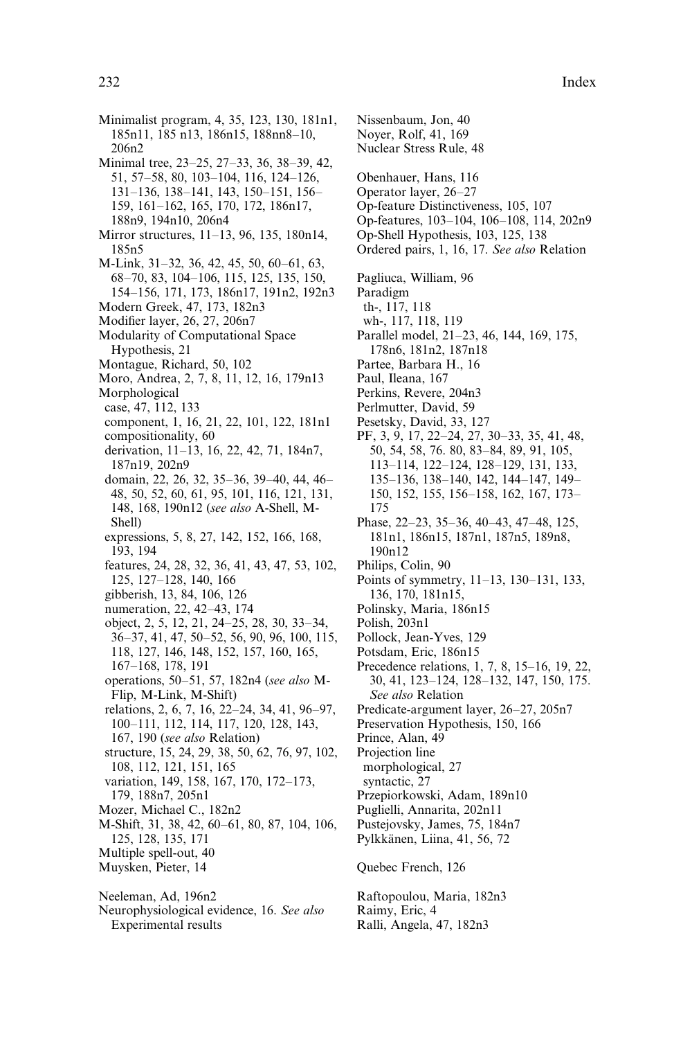Minimalist program, 4, 35, 123, 130, 181n1, 185n11, 185 n13, 186n15, 188nn8–10, 206n2
Minimal tree, 23–25, 27–33, 36, 38–39, 42, 51, 57–58, 80, 103–104, 116, 124–126, 131–136, 138–141, 143, 150–151, 156–159, 161–162, 165, 170, 172, 186n17, 188n9, 194n10, 206n4
Mirror structures, 11–13, 96, 135, 180n14, 185n5
M-Link, 31–32, 36, 42, 45, 50, 60–61, 63, 68–70, 83, 104–106, 115, 125, 135, 150, 154–156, 171, 173, 186n17, 191n2, 192n3
Modern Greek, 47, 173, 182n3
Modifier layer, 26, 27, 206n7
Modularity of Computational Space Hypothesis, 21
Montague, Richard, 50, 102
Moro, Andrea, 2, 7, 8, 11, 12, 16, 179n13
Morphological
- case, 47, 112, 133
- component, 1, 16, 21, 22, 101, 122, 181n1
- compositionality, 60
- derivation, 11–13, 16, 22, 42, 71, 184n7, 187n19, 202n9
- domain, 22, 26, 32, 35–36, 39–40, 44, 46–48, 50, 52, 60, 61, 95, 101, 116, 121, 131, 148, 168, 190n12 (*see also* A-Shell, M-Shell)
- expressions, 5, 8, 27, 142, 152, 166, 168, 193, 194
- features, 24, 28, 32, 36, 41, 43, 47, 53, 102, 125, 127–128, 140, 166
- gibberish, 13, 84, 106, 126
- numeration, 22, 42–43, 174
- object, 2, 5, 12, 21, 24–25, 28, 30, 33–34, 36–37, 41, 47, 50–52, 56, 90, 96, 100, 115, 118, 127, 146, 148, 152, 157, 160, 165, 167–168, 178, 191
- operations, 50–51, 57, 182n4 (*see also* M-Flip, M-Link, M-Shift)
- relations, 2, 6, 7, 16, 22–24, 34, 41, 96–97, 100–111, 112, 114, 117, 120, 128, 143, 167, 190 (*see also* Relation)
- structure, 15, 24, 29, 38, 50, 62, 76, 97, 102, 108, 112, 121, 151, 165
- variation, 149, 158, 167, 170, 172–173, 179, 188n7, 205n1

Mozer, Michael C., 182n2
M-Shift, 31, 38, 42, 60–61, 80, 87, 104, 106, 125, 128, 135, 171
Multiple spell-out, 40
Muysken, Pieter, 14

Neeleman, Ad, 196n2
Neurophysiological evidence, 16. *See also* Experimental results
Nissenbaum, Jon, 40
Noyer, Rolf, 41, 169
Nuclear Stress Rule, 48

Obenhauer, Hans, 116
Operator layer, 26–27
Op-feature Distinctiveness, 105, 107
Op-features, 103–104, 106–108, 114, 202n9
Op-Shell Hypothesis, 103, 125, 138
Ordered pairs, 1, 16, 17. *See also* Relation

Pagliuca, William, 96
Paradigm
- th-, 117, 118
- wh-, 117, 118, 119

Parallel model, 21–23, 46, 144, 169, 175, 178n6, 181n2, 187n18
Partee, Barbara H., 16
Paul, Ileana, 167
Perkins, Revere, 204n3
Perlmutter, David, 59
Pesetsky, David, 33, 127
PF, 3, 9, 17, 22–24, 27, 30–33, 35, 41, 48, 50, 54, 58, 76. 80, 83–84, 89, 91, 105, 113–114, 122–124, 128–129, 131, 133, 135–136, 138–140, 142, 144–147, 149–150, 152, 155, 156–158, 162, 167, 173–175
Phase, 22–23, 35–36, 40–43, 47–48, 125, 181n1, 186n15, 187n1, 187n5, 189n8, 190n12
Philips, Colin, 90
Points of symmetry, 11–13, 130–131, 133, 136, 170, 181n15,
Polinsky, Maria, 186n15
Polish, 203n1
Pollock, Jean-Yves, 129
Potsdam, Eric, 186n15
Precedence relations, 1, 7, 8, 15–16, 19, 22, 30, 41, 123–124, 128–132, 147, 150, 175. *See also* Relation
Predicate-argument layer, 26–27, 205n7
Preservation Hypothesis, 150, 166
Prince, Alan, 49
Projection line
- morphological, 27
- syntactic, 27

Przepiorkowski, Adam, 189n10
Puglielli, Annarita, 202n11
Pustejovsky, James, 75, 184n7
Pylkkänen, Liina, 41, 56, 72

Quebec French, 126

Raftopoulou, Maria, 182n3
Raimy, Eric, 4
Ralli, Angela, 47, 182n3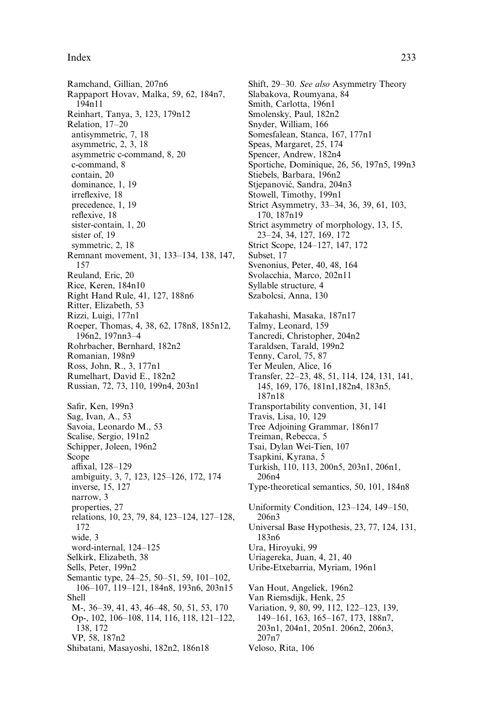Ramchand, Gillian, 207n6
Rappaport Hovav, Malka, 59, 62, 184n7, 194n11
Reinhart, Tanya, 3, 123, 179n12
Relation, 17–20
 antisymmetric, 7, 18
 asymmetric, 2, 3, 18
 asymmetric c-command, 8, 20
 c-command, 8
 contain, 20
 dominance, 1, 19
 irreflexive, 18
 precedence, 1, 19
 reflexive, 18
 sister-contain, 1, 20
 sister of, 19
 symmetric, 2, 18
Remnant movement, 31, 133–134, 138, 147, 157
Reuland, Eric, 20
Rice, Keren, 184n10
Right Hand Rule, 41, 127, 188n6
Ritter, Elizabeth, 53
Rizzi, Luigi, 177n1
Roeper, Thomas, 4, 38, 62, 178n8, 185n12, 196n2, 197nn3–4
Rohrbacher, Bernhard, 182n2
Romanian, 198n9
Ross, John, R., 3, 177n1
Rumelhart, David E., 182n2
Russian, 72, 73, 110, 199n4, 203n1

Safir, Ken, 199n3
Sag, Ivan, A., 53
Savoia, Leonardo M., 53
Scalise, Sergio, 191n2
Schipper, Joleen, 196n2
Scope
 affixal, 128–129
 ambiguity, 3, 7, 123, 125–126, 172, 174
 inverse, 15, 127
 narrow, 3
 properties, 27
 relations, 10, 23, 79, 84, 123–124, 127–128, 172
 wide, 3
 word-internal, 124–125
Selkirk, Elizabeth, 38
Sells, Peter, 199n2
Semantic type, 24–25, 50–51, 59, 101–102, 106–107, 119–121, 184n8, 193n6, 203n15
Shell
 M-, 36–39, 41, 43, 46–48, 50, 51, 53, 170
 Op-, 102, 106–108, 114, 116, 118, 121–122, 138, 172
 VP, 58, 187n2
Shibatani, Masayoshi, 182n2, 186n18
Shift, 29–30. *See also* Asymmetry Theory
Slabakova, Roumyana, 84
Smith, Carlotta, 196n1
Smolensky, Paul, 182n2
Snyder, William, 166
Somesfalean, Stanca, 167, 177n1
Speas, Margaret, 25, 174
Spencer, Andrew, 182n4
Sportiche, Dominique, 26, 56, 197n5, 199n3
Stiebels, Barbara, 196n2
Stjepanović, Sandra, 204n3
Stowell, Timothy, 199n1
Strict Asymmetry, 33–34, 36, 39, 61, 103, 170, 187n19
Strict asymmetry of morphology, 13, 15, 23–24, 34, 127, 169, 172
Strict Scope, 124–127, 147, 172
Subset, 17
Svenonius, Peter, 40, 48, 164
Svolacchia, Marco, 202n11
Syllable structure, 4
Szabolcsi, Anna, 130

Takahashi, Masaka, 187n17
Talmy, Leonard, 159
Tancredi, Christopher, 204n2
Taraldsen, Tarald, 199n2
Tenny, Carol, 75, 87
Ter Meulen, Alice, 16
Transfer, 22–23, 48, 51, 114, 124, 131, 141, 145, 169, 176, 181n1,182n4, 183n5, 187n18
Transportability convention, 31, 141
Travis, Lisa, 10, 129
Tree Adjoining Grammar, 186n17
Treiman, Rebecca, 5
Tsai, Dylan Wei-Tien, 107
Tsapkini, Kyrana, 5
Turkish, 110, 113, 200n5, 203n1, 206n1, 206n4
Type-theoretical semantics, 50, 101, 184n8

Uniformity Condition, 123–124, 149–150, 206n3
Universal Base Hypothesis, 23, 77, 124, 131, 183n6
Ura, Hiroyuki, 99
Uriagereka, Juan, 4, 21, 40
Uribe-Etxebarria, Myriam, 196n1

Van Hout, Angeliek, 196n2
Van Riemsdijk, Henk, 25
Variation, 9, 80, 99, 112, 122–123, 139, 149–161, 163, 165–167, 173, 188n7, 203n1, 204n1, 205n1. 206n2, 206n3, 207n7
Veloso, Rita, 106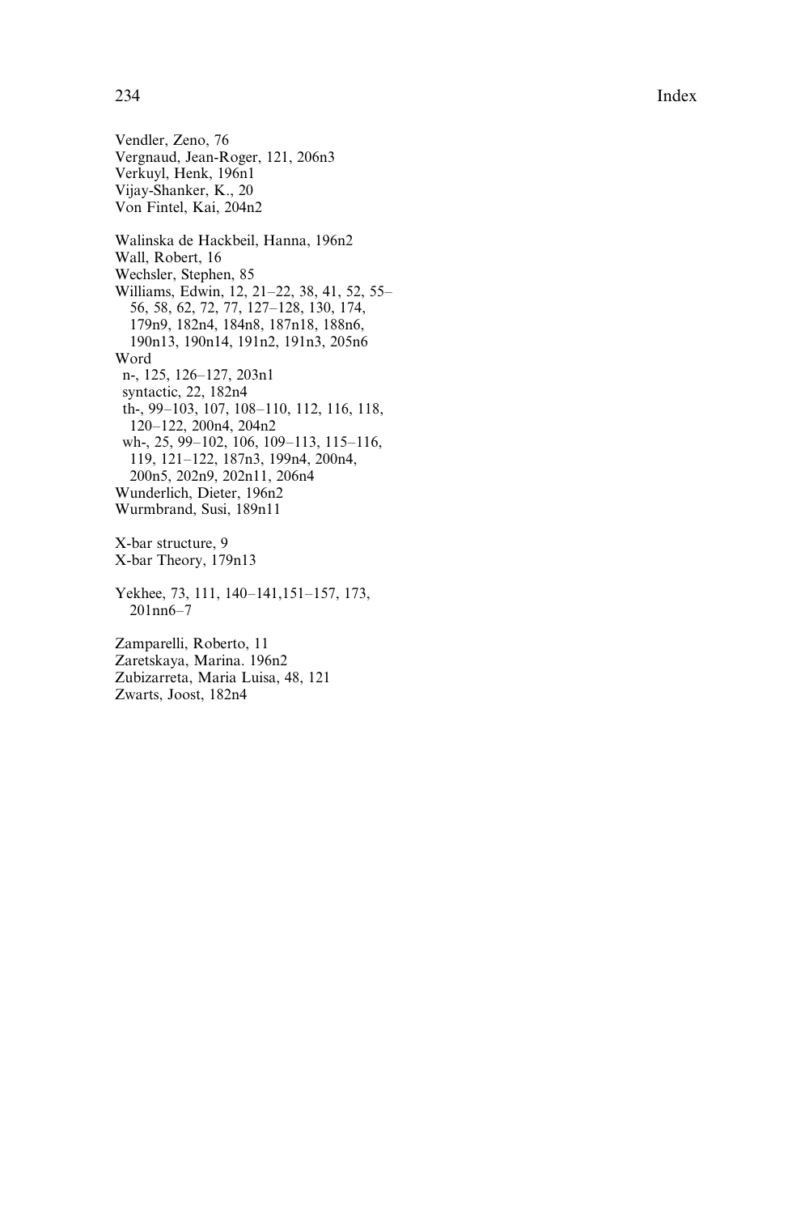Vendler, Zeno, 76
Vergnaud, Jean-Roger, 121, 206n3
Verkuyl, Henk, 196n1
Vijay-Shanker, K., 20
Von Fintel, Kai, 204n2

Walinska de Hackbeil, Hanna, 196n2
Wall, Robert, 16
Wechsler, Stephen, 85
Williams, Edwin, 12, 21–22, 38, 41, 52, 55–56, 58, 62, 72, 77, 127–128, 130, 174, 179n9, 182n4, 184n8, 187n18, 188n6, 190n13, 190n14, 191n2, 191n3, 205n6
Word
- n-, 125, 126–127, 203n1
- syntactic, 22, 182n4
- th-, 99–103, 107, 108–110, 112, 116, 118, 120–122, 200n4, 204n2
- wh-, 25, 99–102, 106, 109–113, 115–116, 119, 121–122, 187n3, 199n4, 200n4, 200n5, 202n9, 202n11, 206n4

Wunderlich, Dieter, 196n2
Wurmbrand, Susi, 189n11

X-bar structure, 9
X-bar Theory, 179n13

Yekhee, 73, 111, 140–141,151–157, 173, 201nn6–7

Zamparelli, Roberto, 11
Zaretskaya, Marina. 196n2
Zubizarreta, Maria Luisa, 48, 121
Zwarts, Joost, 182n4